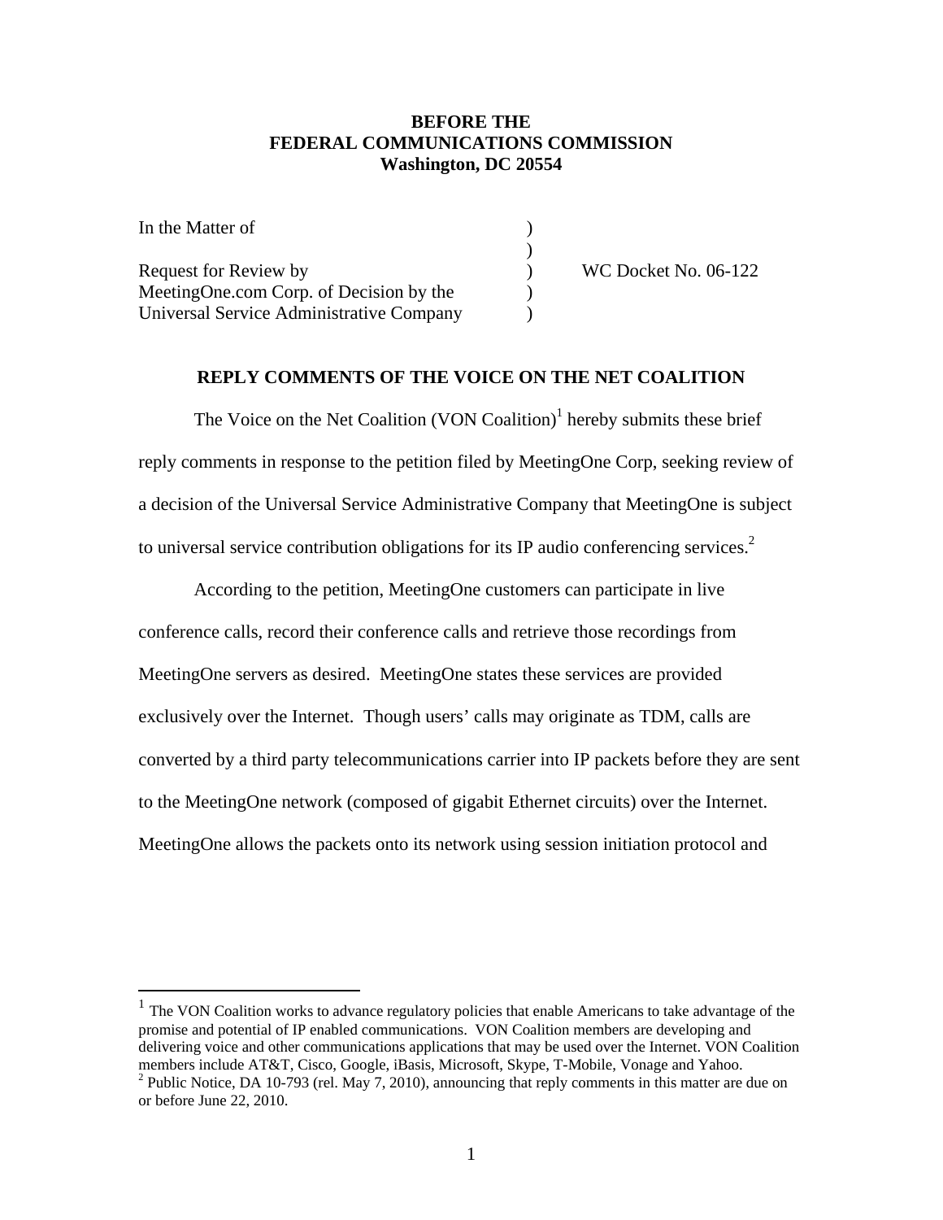**BEFORE THE**
**FEDERAL COMMUNICATIONS COMMISSION**
**Washington, DC 20554**

| | | |
|---|---|---|
| In the Matter of | ) | |
| | ) | |
| Request for Review by | ) | WC Docket No. 06-122 |
| MeetingOne.com Corp. of Decision by the | ) | |
| Universal Service Administrative Company | ) | |

**REPLY COMMENTS OF THE VOICE ON THE NET COALITION**

The Voice on the Net Coalition (VON Coalition)[1] hereby submits these brief reply comments in response to the petition filed by MeetingOne Corp, seeking review of a decision of the Universal Service Administrative Company that MeetingOne is subject to universal service contribution obligations for its IP audio conferencing services.[2]

According to the petition, MeetingOne customers can participate in live conference calls, record their conference calls and retrieve those recordings from MeetingOne servers as desired. MeetingOne states these services are provided exclusively over the Internet. Though users' calls may originate as TDM, calls are converted by a third party telecommunications carrier into IP packets before they are sent to the MeetingOne network (composed of gigabit Ethernet circuits) over the Internet. MeetingOne allows the packets onto its network using session initiation protocol and

[1] The VON Coalition works to advance regulatory policies that enable Americans to take advantage of the promise and potential of IP enabled communications. VON Coalition members are developing and delivering voice and other communications applications that may be used over the Internet. VON Coalition members include AT&T, Cisco, Google, iBasis, Microsoft, Skype, T-Mobile, Vonage and Yahoo.

[2] Public Notice, DA 10-793 (rel. May 7, 2010), announcing that reply comments in this matter are due on or before June 22, 2010.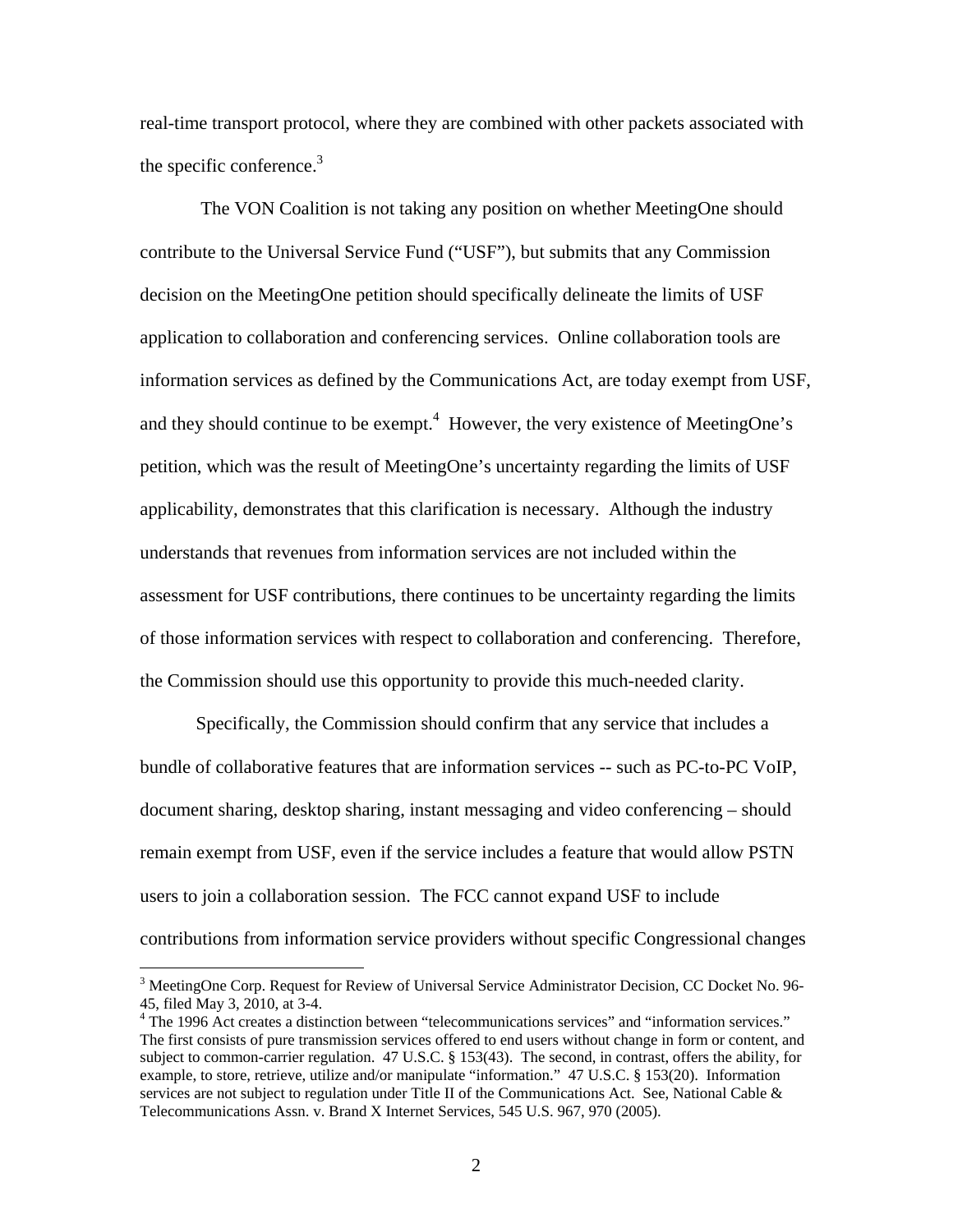real-time transport protocol, where they are combined with other packets associated with the specific conference.[3]

The VON Coalition is not taking any position on whether MeetingOne should contribute to the Universal Service Fund ("USF"), but submits that any Commission decision on the MeetingOne petition should specifically delineate the limits of USF application to collaboration and conferencing services. Online collaboration tools are information services as defined by the Communications Act, are today exempt from USF, and they should continue to be exempt.[4] However, the very existence of MeetingOne's petition, which was the result of MeetingOne's uncertainty regarding the limits of USF applicability, demonstrates that this clarification is necessary. Although the industry understands that revenues from information services are not included within the assessment for USF contributions, there continues to be uncertainty regarding the limits of those information services with respect to collaboration and conferencing. Therefore, the Commission should use this opportunity to provide this much-needed clarity.

Specifically, the Commission should confirm that any service that includes a bundle of collaborative features that are information services -- such as PC-to-PC VoIP, document sharing, desktop sharing, instant messaging and video conferencing – should remain exempt from USF, even if the service includes a feature that would allow PSTN users to join a collaboration session. The FCC cannot expand USF to include contributions from information service providers without specific Congressional changes

---

[3] MeetingOne Corp. Request for Review of Universal Service Administrator Decision, CC Docket No. 96-45, filed May 3, 2010, at 3-4.

[4] The 1996 Act creates a distinction between "telecommunications services" and "information services." The first consists of pure transmission services offered to end users without change in form or content, and subject to common-carrier regulation. 47 U.S.C. § 153(43). The second, in contrast, offers the ability, for example, to store, retrieve, utilize and/or manipulate "information." 47 U.S.C. § 153(20). Information services are not subject to regulation under Title II of the Communications Act. See, National Cable & Telecommunications Assn. v. Brand X Internet Services, 545 U.S. 967, 970 (2005).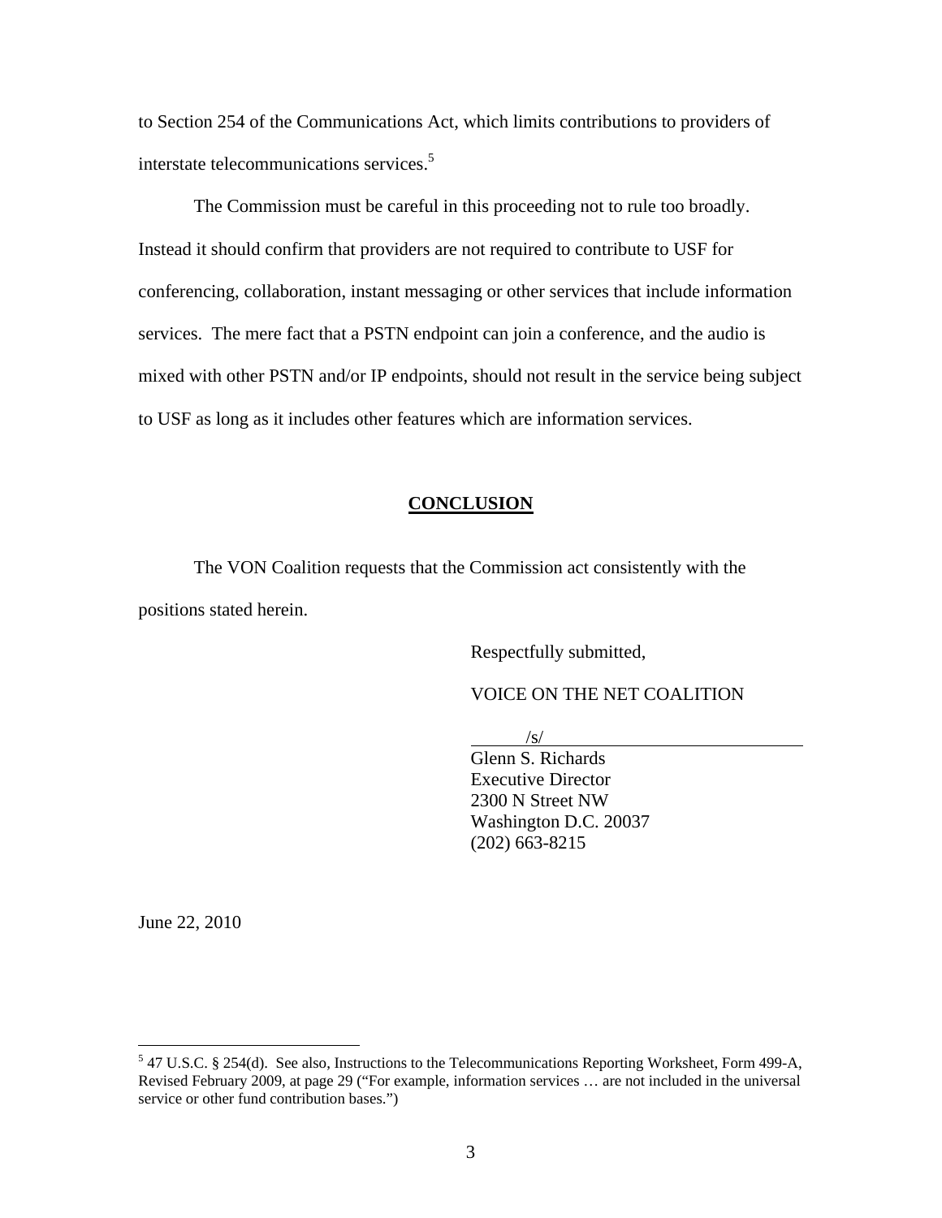to Section 254 of the Communications Act, which limits contributions to providers of interstate telecommunications services.[5]

The Commission must be careful in this proceeding not to rule too broadly. Instead it should confirm that providers are not required to contribute to USF for conferencing, collaboration, instant messaging or other services that include information services. The mere fact that a PSTN endpoint can join a conference, and the audio is mixed with other PSTN and/or IP endpoints, should not result in the service being subject to USF as long as it includes other features which are information services.

## CONCLUSION

The VON Coalition requests that the Commission act consistently with the positions stated herein.

Respectfully submitted,

VOICE ON THE NET COALITION

/s/

Glenn S. Richards
Executive Director
2300 N Street NW
Washington D.C. 20037
(202) 663-8215

June 22, 2010

[5] 47 U.S.C. § 254(d). See also, Instructions to the Telecommunications Reporting Worksheet, Form 499-A, Revised February 2009, at page 29 ("For example, information services … are not included in the universal service or other fund contribution bases.")